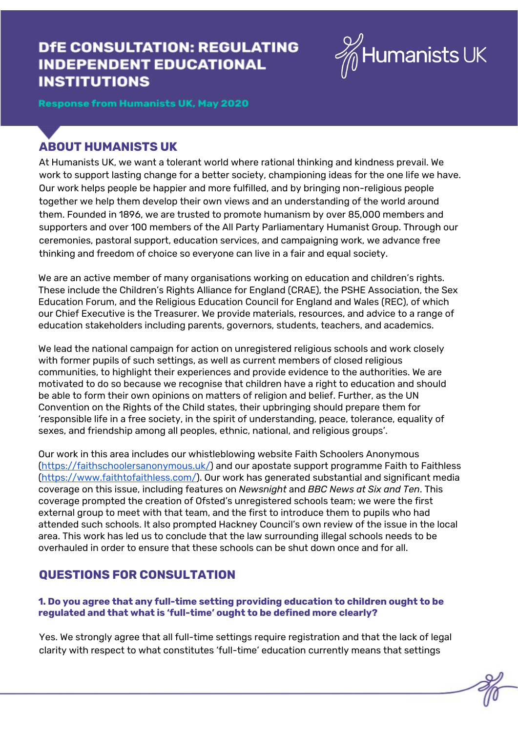# DfE CONSULTATION: REGULATING INDEPENDENT EDUCATIONAL INSTITUTIONS

Humanists UK

**Response from Humanists UK, May 2020**

## ABOUT HUMANISTS UK

At Humanists UK, we want a tolerant world where rational thinking and kindness prevail. We work to support lasting change for a better society, championing ideas for the one life we have. Our work helps people be happier and more fulfilled, and by bringing non-religious people together we help them develop their own views and an understanding of the world around them. Founded in 1896, we are trusted to promote humanism by over 85,000 members and supporters and over 100 members of the All Party Parliamentary Humanist Group. Through our ceremonies, pastoral support, education services, and campaigning work, we advance free thinking and freedom of choice so everyone can live in a fair and equal society.

We are an active member of many organisations working on education and children's rights. These include the Children's Rights Alliance for England (CRAE), the PSHE Association, the Sex Education Forum, and the Religious Education Council for England and Wales (REC), of which our Chief Executive is the Treasurer. We provide materials, resources, and advice to a range of education stakeholders including parents, governors, students, teachers, and academics.

We lead the national campaign for action on unregistered religious schools and work closely with former pupils of such settings, as well as current members of closed religious communities, to highlight their experiences and provide evidence to the authorities. We are motivated to do so because we recognise that children have a right to education and should be able to form their own opinions on matters of religion and belief. Further, as the UN Convention on the Rights of the Child states, their upbringing should prepare them for 'responsible life in a free society, in the spirit of understanding, peace, tolerance, equality of sexes, and friendship among all peoples, ethnic, national, and religious groups'.

Our work in this area includes our whistleblowing website Faith Schoolers Anonymous (https://faithschoolersanonymous.uk/) and our apostate support programme Faith to Faithless (https://www.faithtofaithless.com/). Our work has generated substantial and significant media coverage on this issue, including features on *Newsnight* and *BBC News at Six and Ten*. This coverage prompted the creation of Ofsted's unregistered schools team; we were the first external group to meet with that team, and the first to introduce them to pupils who had attended such schools. It also prompted Hackney Council's own review of the issue in the local area. This work has led us to conclude that the law surrounding illegal schools needs to be overhauled in order to ensure that these schools can be shut down once and for all.

## QUESTIONS FOR CONSULTATION

### 1. Do you agree that any full-time setting providing education to children ought to be regulated and that what is 'full-time' ought to be defined more clearly?

Yes. We strongly agree that all full-time settings require registration and that the lack of legal clarity with respect to what constitutes 'full-time' education currently means that settings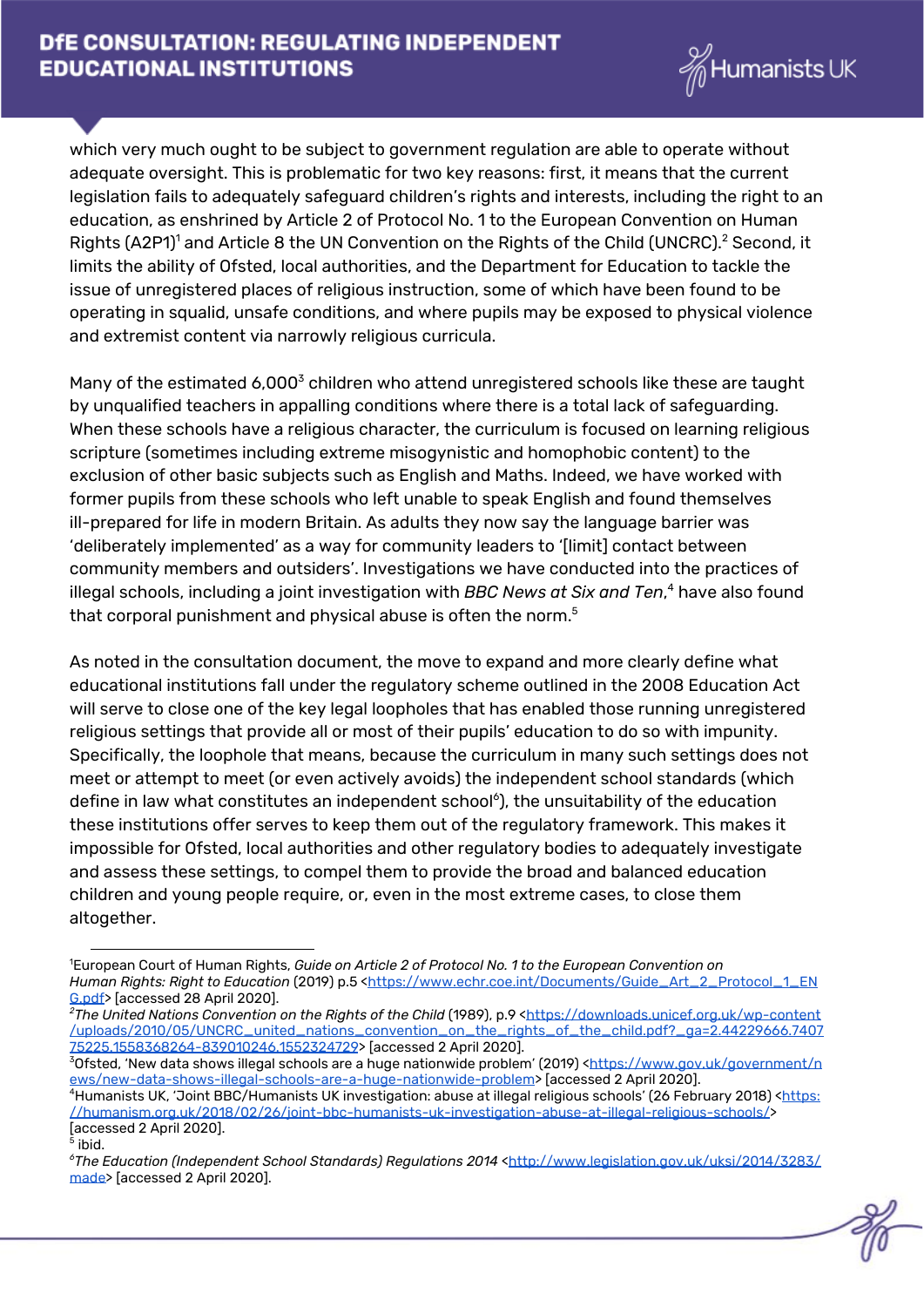which very much ought to be subject to government regulation are able to operate without adequate oversight. This is problematic for two key reasons: first, it means that the current legislation fails to adequately safeguard children's rights and interests, including the right to an education, as enshrined by Article 2 of Protocol No. 1 to the European Convention on Human Rights (A2P1)[1] and Article 8 the UN Convention on the Rights of the Child (UNCRC).[2] Second, it limits the ability of Ofsted, local authorities, and the Department for Education to tackle the issue of unregistered places of religious instruction, some of which have been found to be operating in squalid, unsafe conditions, and where pupils may be exposed to physical violence and extremist content via narrowly religious curricula.

Many of the estimated 6,000[3] children who attend unregistered schools like these are taught by unqualified teachers in appalling conditions where there is a total lack of safeguarding. When these schools have a religious character, the curriculum is focused on learning religious scripture (sometimes including extreme misogynistic and homophobic content) to the exclusion of other basic subjects such as English and Maths. Indeed, we have worked with former pupils from these schools who left unable to speak English and found themselves ill-prepared for life in modern Britain. As adults they now say the language barrier was 'deliberately implemented' as a way for community leaders to '[limit] contact between community members and outsiders'. Investigations we have conducted into the practices of illegal schools, including a joint investigation with *BBC News at Six and Ten*,[4] have also found that corporal punishment and physical abuse is often the norm.[5]

As noted in the consultation document, the move to expand and more clearly define what educational institutions fall under the regulatory scheme outlined in the 2008 Education Act will serve to close one of the key legal loopholes that has enabled those running unregistered religious settings that provide all or most of their pupils' education to do so with impunity. Specifically, the loophole that means, because the curriculum in many such settings does not meet or attempt to meet (or even actively avoids) the independent school standards (which define in law what constitutes an independent school[6]), the unsuitability of the education these institutions offer serves to keep them out of the regulatory framework. This makes it impossible for Ofsted, local authorities and other regulatory bodies to adequately investigate and assess these settings, to compel them to provide the broad and balanced education children and young people require, or, even in the most extreme cases, to close them altogether.

---

[1] European Court of Human Rights, *Guide on Article 2 of Protocol No. 1 to the European Convention on Human Rights: Right to Education* (2019) p.5 <https://www.echr.coe.int/Documents/Guide_Art_2_Protocol_1_ENG.pdf> [accessed 28 April 2020].

[2] *The United Nations Convention on the Rights of the Child* (1989), p.9 <https://downloads.unicef.org.uk/wp-content/uploads/2010/05/UNCRC_united_nations_convention_on_the_rights_of_the_child.pdf?_ga=2.44229666.740775225.1558368264-839010246.1552324729> [accessed 2 April 2020].

[3] Ofsted, 'New data shows illegal schools are a huge nationwide problem' (2019) <https://www.gov.uk/government/news/new-data-shows-illegal-schools-are-a-huge-nationwide-problem> [accessed 2 April 2020].

[4] Humanists UK, 'Joint BBC/Humanists UK investigation: abuse at illegal religious schools' (26 February 2018) <https://humanism.org.uk/2018/02/26/joint-bbc-humanists-uk-investigation-abuse-at-illegal-religious-schools/> [accessed 2 April 2020].

[5] ibid.

[6] *The Education (Independent School Standards) Regulations 2014* <http://www.legislation.gov.uk/uksi/2014/3283/made> [accessed 2 April 2020].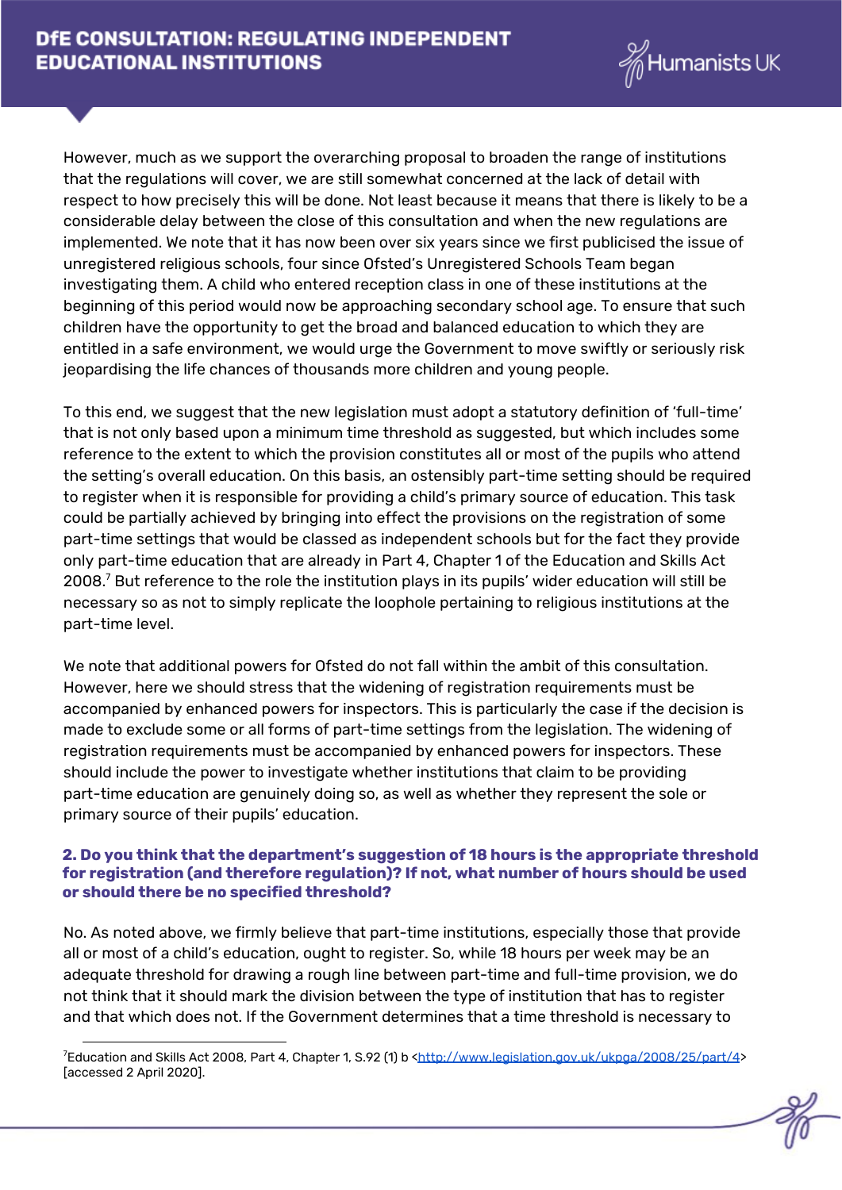However, much as we support the overarching proposal to broaden the range of institutions that the regulations will cover, we are still somewhat concerned at the lack of detail with respect to how precisely this will be done. Not least because it means that there is likely to be a considerable delay between the close of this consultation and when the new regulations are implemented. We note that it has now been over six years since we first publicised the issue of unregistered religious schools, four since Ofsted's Unregistered Schools Team began investigating them. A child who entered reception class in one of these institutions at the beginning of this period would now be approaching secondary school age. To ensure that such children have the opportunity to get the broad and balanced education to which they are entitled in a safe environment, we would urge the Government to move swiftly or seriously risk jeopardising the life chances of thousands more children and young people.

To this end, we suggest that the new legislation must adopt a statutory definition of 'full-time' that is not only based upon a minimum time threshold as suggested, but which includes some reference to the extent to which the provision constitutes all or most of the pupils who attend the setting's overall education. On this basis, an ostensibly part-time setting should be required to register when it is responsible for providing a child's primary source of education. This task could be partially achieved by bringing into effect the provisions on the registration of some part-time settings that would be classed as independent schools but for the fact they provide only part-time education that are already in Part 4, Chapter 1 of the Education and Skills Act 2008.[7] But reference to the role the institution plays in its pupils' wider education will still be necessary so as not to simply replicate the loophole pertaining to religious institutions at the part-time level.

We note that additional powers for Ofsted do not fall within the ambit of this consultation. However, here we should stress that the widening of registration requirements must be accompanied by enhanced powers for inspectors. This is particularly the case if the decision is made to exclude some or all forms of part-time settings from the legislation. The widening of registration requirements must be accompanied by enhanced powers for inspectors. These should include the power to investigate whether institutions that claim to be providing part-time education are genuinely doing so, as well as whether they represent the sole or primary source of their pupils' education.

### 2. Do you think that the department's suggestion of 18 hours is the appropriate threshold for registration (and therefore regulation)? If not, what number of hours should be used or should there be no specified threshold?

No. As noted above, we firmly believe that part-time institutions, especially those that provide all or most of a child's education, ought to register. So, while 18 hours per week may be an adequate threshold for drawing a rough line between part-time and full-time provision, we do not think that it should mark the division between the type of institution that has to register and that which does not. If the Government determines that a time threshold is necessary to

---

[7] Education and Skills Act 2008, Part 4, Chapter 1, S.92 (1) b <http://www.legislation.gov.uk/ukpga/2008/25/part/4> [accessed 2 April 2020].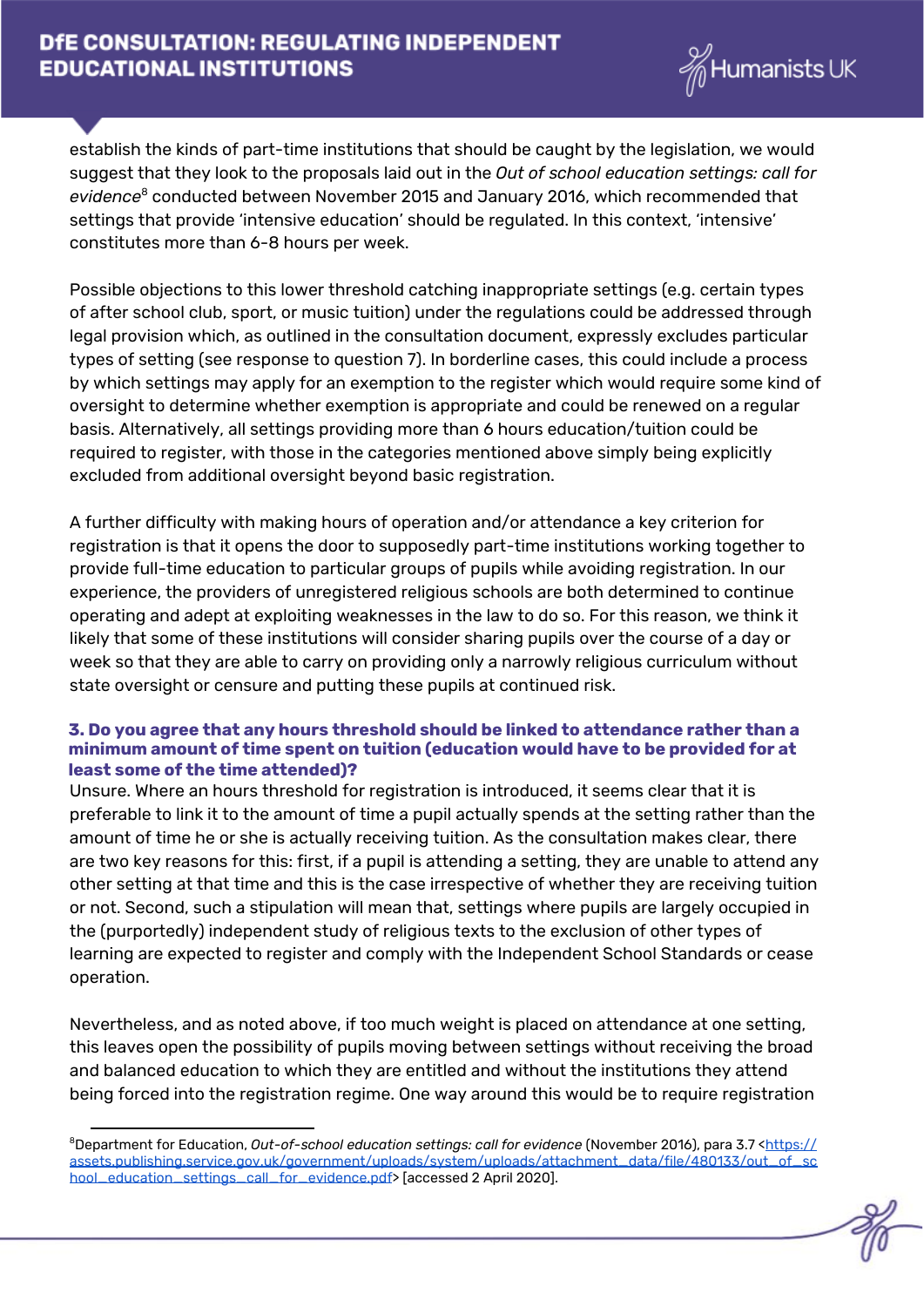establish the kinds of part-time institutions that should be caught by the legislation, we would suggest that they look to the proposals laid out in the *Out of school education settings: call for evidence*[8] conducted between November 2015 and January 2016, which recommended that settings that provide 'intensive education' should be regulated. In this context, 'intensive' constitutes more than 6-8 hours per week.

Possible objections to this lower threshold catching inappropriate settings (e.g. certain types of after school club, sport, or music tuition) under the regulations could be addressed through legal provision which, as outlined in the consultation document, expressly excludes particular types of setting (see response to question 7). In borderline cases, this could include a process by which settings may apply for an exemption to the register which would require some kind of oversight to determine whether exemption is appropriate and could be renewed on a regular basis. Alternatively, all settings providing more than 6 hours education/tuition could be required to register, with those in the categories mentioned above simply being explicitly excluded from additional oversight beyond basic registration.

A further difficulty with making hours of operation and/or attendance a key criterion for registration is that it opens the door to supposedly part-time institutions working together to provide full-time education to particular groups of pupils while avoiding registration. In our experience, the providers of unregistered religious schools are both determined to continue operating and adept at exploiting weaknesses in the law to do so. For this reason, we think it likely that some of these institutions will consider sharing pupils over the course of a day or week so that they are able to carry on providing only a narrowly religious curriculum without state oversight or censure and putting these pupils at continued risk.

### 3. Do you agree that any hours threshold should be linked to attendance rather than a minimum amount of time spent on tuition (education would have to be provided for at least some of the time attended)?

Unsure. Where an hours threshold for registration is introduced, it seems clear that it is preferable to link it to the amount of time a pupil actually spends at the setting rather than the amount of time he or she is actually receiving tuition. As the consultation makes clear, there are two key reasons for this: first, if a pupil is attending a setting, they are unable to attend any other setting at that time and this is the case irrespective of whether they are receiving tuition or not. Second, such a stipulation will mean that, settings where pupils are largely occupied in the (purportedly) independent study of religious texts to the exclusion of other types of learning are expected to register and comply with the Independent School Standards or cease operation.

Nevertheless, and as noted above, if too much weight is placed on attendance at one setting, this leaves open the possibility of pupils moving between settings without receiving the broad and balanced education to which they are entitled and without the institutions they attend being forced into the registration regime. One way around this would be to require registration

---

[8] Department for Education, *Out-of-school education settings: call for evidence* (November 2016), para 3.7 <https://assets.publishing.service.gov.uk/government/uploads/system/uploads/attachment_data/file/480133/out_of_school_education_settings_call_for_evidence.pdf> [accessed 2 April 2020].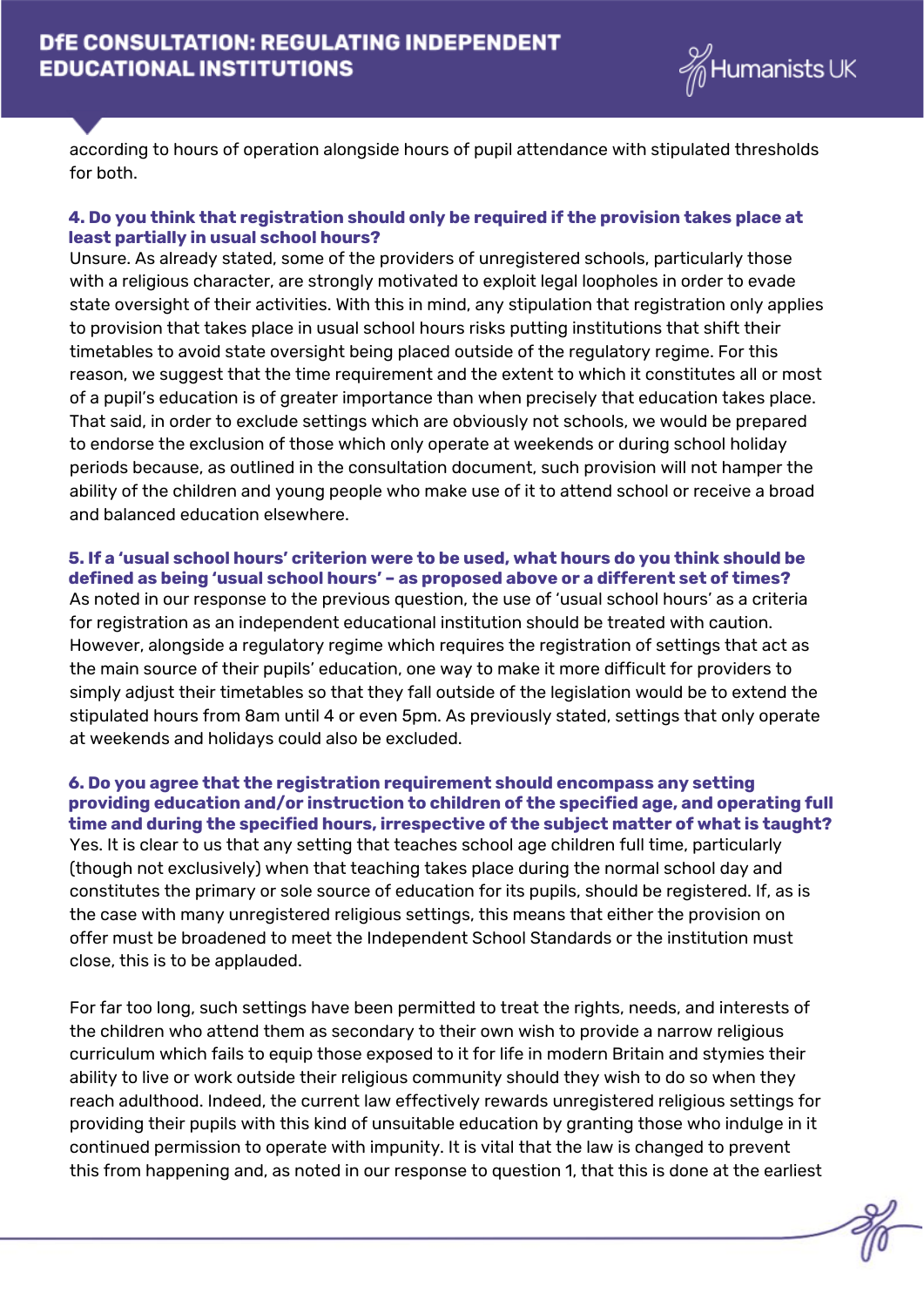according to hours of operation alongside hours of pupil attendance with stipulated thresholds for both.

**4. Do you think that registration should only be required if the provision takes place at least partially in usual school hours?**

Unsure. As already stated, some of the providers of unregistered schools, particularly those with a religious character, are strongly motivated to exploit legal loopholes in order to evade state oversight of their activities. With this in mind, any stipulation that registration only applies to provision that takes place in usual school hours risks putting institutions that shift their timetables to avoid state oversight being placed outside of the regulatory regime. For this reason, we suggest that the time requirement and the extent to which it constitutes all or most of a pupil's education is of greater importance than when precisely that education takes place. That said, in order to exclude settings which are obviously not schools, we would be prepared to endorse the exclusion of those which only operate at weekends or during school holiday periods because, as outlined in the consultation document, such provision will not hamper the ability of the children and young people who make use of it to attend school or receive a broad and balanced education elsewhere.

**5. If a 'usual school hours' criterion were to be used, what hours do you think should be defined as being 'usual school hours' – as proposed above or a different set of times?**

As noted in our response to the previous question, the use of 'usual school hours' as a criteria for registration as an independent educational institution should be treated with caution. However, alongside a regulatory regime which requires the registration of settings that act as the main source of their pupils' education, one way to make it more difficult for providers to simply adjust their timetables so that they fall outside of the legislation would be to extend the stipulated hours from 8am until 4 or even 5pm. As previously stated, settings that only operate at weekends and holidays could also be excluded.

**6. Do you agree that the registration requirement should encompass any setting providing education and/or instruction to children of the specified age, and operating full time and during the specified hours, irrespective of the subject matter of what is taught?**

Yes. It is clear to us that any setting that teaches school age children full time, particularly (though not exclusively) when that teaching takes place during the normal school day and constitutes the primary or sole source of education for its pupils, should be registered. If, as is the case with many unregistered religious settings, this means that either the provision on offer must be broadened to meet the Independent School Standards or the institution must close, this is to be applauded.

For far too long, such settings have been permitted to treat the rights, needs, and interests of the children who attend them as secondary to their own wish to provide a narrow religious curriculum which fails to equip those exposed to it for life in modern Britain and stymies their ability to live or work outside their religious community should they wish to do so when they reach adulthood. Indeed, the current law effectively rewards unregistered religious settings for providing their pupils with this kind of unsuitable education by granting those who indulge in it continued permission to operate with impunity. It is vital that the law is changed to prevent this from happening and, as noted in our response to question 1, that this is done at the earliest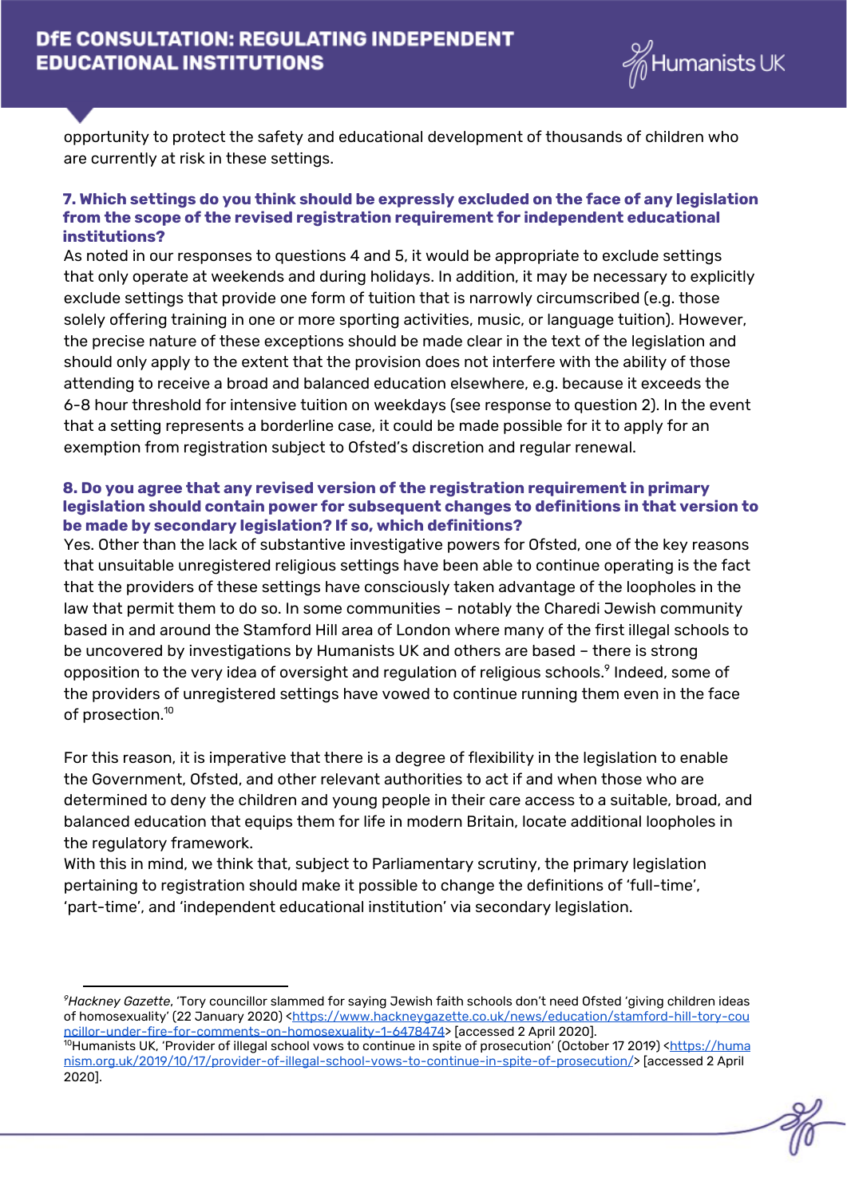opportunity to protect the safety and educational development of thousands of children who are currently at risk in these settings.

### 7. Which settings do you think should be expressly excluded on the face of any legislation from the scope of the revised registration requirement for independent educational institutions?

As noted in our responses to questions 4 and 5, it would be appropriate to exclude settings that only operate at weekends and during holidays. In addition, it may be necessary to explicitly exclude settings that provide one form of tuition that is narrowly circumscribed (e.g. those solely offering training in one or more sporting activities, music, or language tuition). However, the precise nature of these exceptions should be made clear in the text of the legislation and should only apply to the extent that the provision does not interfere with the ability of those attending to receive a broad and balanced education elsewhere, e.g. because it exceeds the 6-8 hour threshold for intensive tuition on weekdays (see response to question 2). In the event that a setting represents a borderline case, it could be made possible for it to apply for an exemption from registration subject to Ofsted's discretion and regular renewal.

### 8. Do you agree that any revised version of the registration requirement in primary legislation should contain power for subsequent changes to definitions in that version to be made by secondary legislation? If so, which definitions?

Yes. Other than the lack of substantive investigative powers for Ofsted, one of the key reasons that unsuitable unregistered religious settings have been able to continue operating is the fact that the providers of these settings have consciously taken advantage of the loopholes in the law that permit them to do so. In some communities – notably the Charedi Jewish community based in and around the Stamford Hill area of London where many of the first illegal schools to be uncovered by investigations by Humanists UK and others are based – there is strong opposition to the very idea of oversight and regulation of religious schools.[9] Indeed, some of the providers of unregistered settings have vowed to continue running them even in the face of prosection.[10]

For this reason, it is imperative that there is a degree of flexibility in the legislation to enable the Government, Ofsted, and other relevant authorities to act if and when those who are determined to deny the children and young people in their care access to a suitable, broad, and balanced education that equips them for life in modern Britain, locate additional loopholes in the regulatory framework.

With this in mind, we think that, subject to Parliamentary scrutiny, the primary legislation pertaining to registration should make it possible to change the definitions of 'full-time', 'part-time', and 'independent educational institution' via secondary legislation.

---

[9] *Hackney Gazette*, 'Tory councillor slammed for saying Jewish faith schools don't need Ofsted 'giving children ideas of homosexuality' (22 January 2020) <https://www.hackneygazette.co.uk/news/education/stamford-hill-tory-councillor-under-fire-for-comments-on-homosexuality-1-6478474> [accessed 2 April 2020].

[10] Humanists UK, 'Provider of illegal school vows to continue in spite of prosecution' (October 17 2019) <https://humanism.org.uk/2019/10/17/provider-of-illegal-school-vows-to-continue-in-spite-of-prosecution/> [accessed 2 April 2020].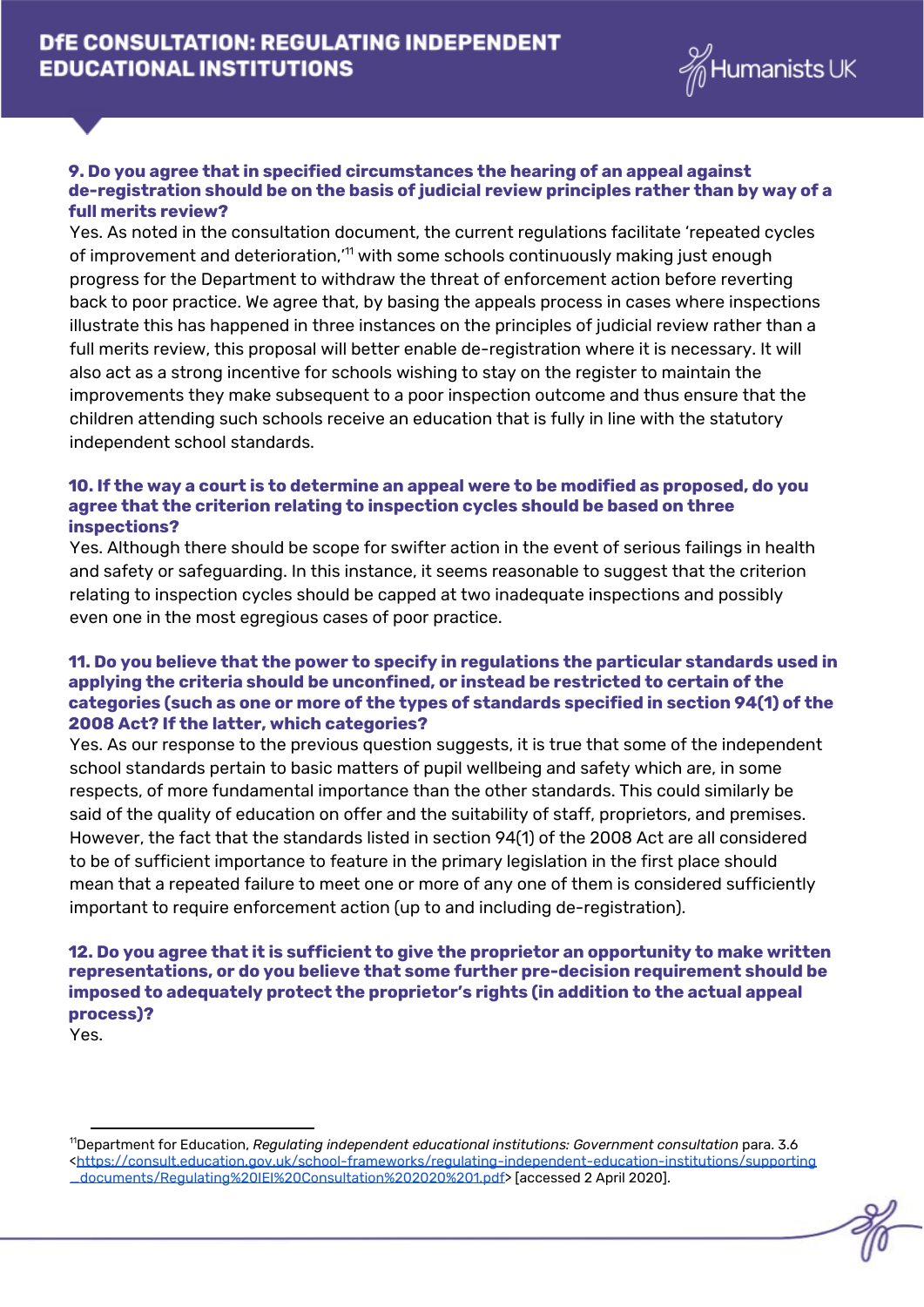**9. Do you agree that in specified circumstances the hearing of an appeal against de-registration should be on the basis of judicial review principles rather than by way of a full merits review?**

Yes. As noted in the consultation document, the current regulations facilitate 'repeated cycles of improvement and deterioration,'[11] with some schools continuously making just enough progress for the Department to withdraw the threat of enforcement action before reverting back to poor practice. We agree that, by basing the appeals process in cases where inspections illustrate this has happened in three instances on the principles of judicial review rather than a full merits review, this proposal will better enable de-registration where it is necessary. It will also act as a strong incentive for schools wishing to stay on the register to maintain the improvements they make subsequent to a poor inspection outcome and thus ensure that the children attending such schools receive an education that is fully in line with the statutory independent school standards.

**10. If the way a court is to determine an appeal were to be modified as proposed, do you agree that the criterion relating to inspection cycles should be based on three inspections?**

Yes. Although there should be scope for swifter action in the event of serious failings in health and safety or safeguarding. In this instance, it seems reasonable to suggest that the criterion relating to inspection cycles should be capped at two inadequate inspections and possibly even one in the most egregious cases of poor practice.

**11. Do you believe that the power to specify in regulations the particular standards used in applying the criteria should be unconfined, or instead be restricted to certain of the categories (such as one or more of the types of standards specified in section 94(1) of the 2008 Act? If the latter, which categories?**

Yes. As our response to the previous question suggests, it is true that some of the independent school standards pertain to basic matters of pupil wellbeing and safety which are, in some respects, of more fundamental importance than the other standards. This could similarly be said of the quality of education on offer and the suitability of staff, proprietors, and premises. However, the fact that the standards listed in section 94(1) of the 2008 Act are all considered to be of sufficient importance to feature in the primary legislation in the first place should mean that a repeated failure to meet one or more of any one of them is considered sufficiently important to require enforcement action (up to and including de-registration).

**12. Do you agree that it is sufficient to give the proprietor an opportunity to make written representations, or do you believe that some further pre-decision requirement should be imposed to adequately protect the proprietor's rights (in addition to the actual appeal process)?**

Yes.

---

[11] Department for Education, *Regulating independent educational institutions: Government consultation* para. 3.6 <https://consult.education.gov.uk/school-frameworks/regulating-independent-education-institutions/supporting_documents/Regulating%20IEI%20Consultation%202020%201.pdf> [accessed 2 April 2020].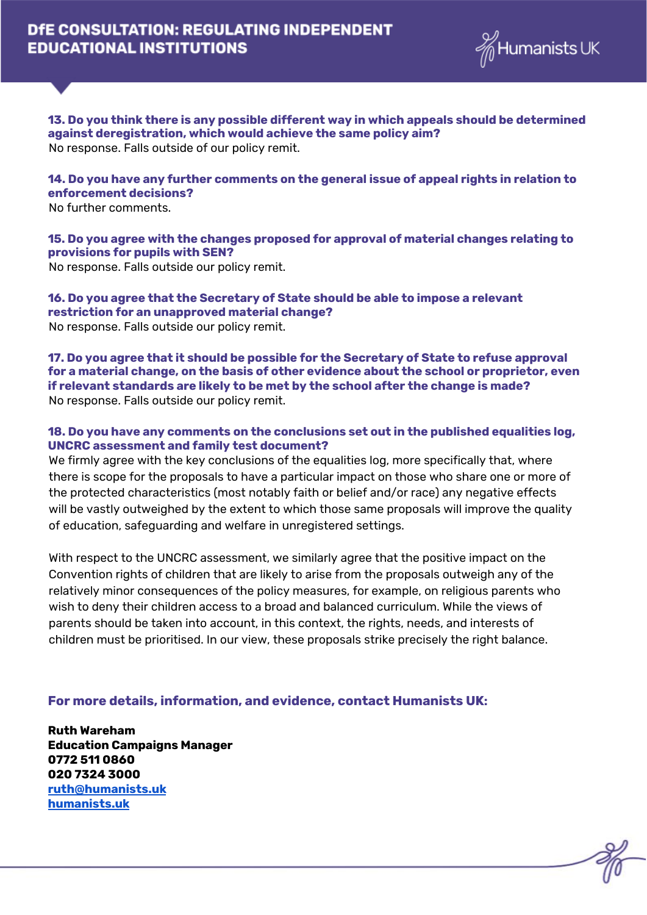**13. Do you think there is any possible different way in which appeals should be determined against deregistration, which would achieve the same policy aim?**
No response. Falls outside of our policy remit.

**14. Do you have any further comments on the general issue of appeal rights in relation to enforcement decisions?**
No further comments.

**15. Do you agree with the changes proposed for approval of material changes relating to provisions for pupils with SEN?**
No response. Falls outside our policy remit.

**16. Do you agree that the Secretary of State should be able to impose a relevant restriction for an unapproved material change?**
No response. Falls outside our policy remit.

**17. Do you agree that it should be possible for the Secretary of State to refuse approval for a material change, on the basis of other evidence about the school or proprietor, even if relevant standards are likely to be met by the school after the change is made?**
No response. Falls outside our policy remit.

**18. Do you have any comments on the conclusions set out in the published equalities log, UNCRC assessment and family test document?**
We firmly agree with the key conclusions of the equalities log, more specifically that, where there is scope for the proposals to have a particular impact on those who share one or more of the protected characteristics (most notably faith or belief and/or race) any negative effects will be vastly outweighed by the extent to which those same proposals will improve the quality of education, safeguarding and welfare in unregistered settings.

With respect to the UNCRC assessment, we similarly agree that the positive impact on the Convention rights of children that are likely to arise from the proposals outweigh any of the relatively minor consequences of the policy measures, for example, on religious parents who wish to deny their children access to a broad and balanced curriculum. While the views of parents should be taken into account, in this context, the rights, needs, and interests of children must be prioritised. In our view, these proposals strike precisely the right balance.

## For more details, information, and evidence, contact Humanists UK:

**Ruth Wareham**
**Education Campaigns Manager**
**0772 511 0860**
**020 7324 3000**
**[ruth@humanists.uk](mailto:ruth@humanists.uk)**
**[humanists.uk](https://humanists.uk)**